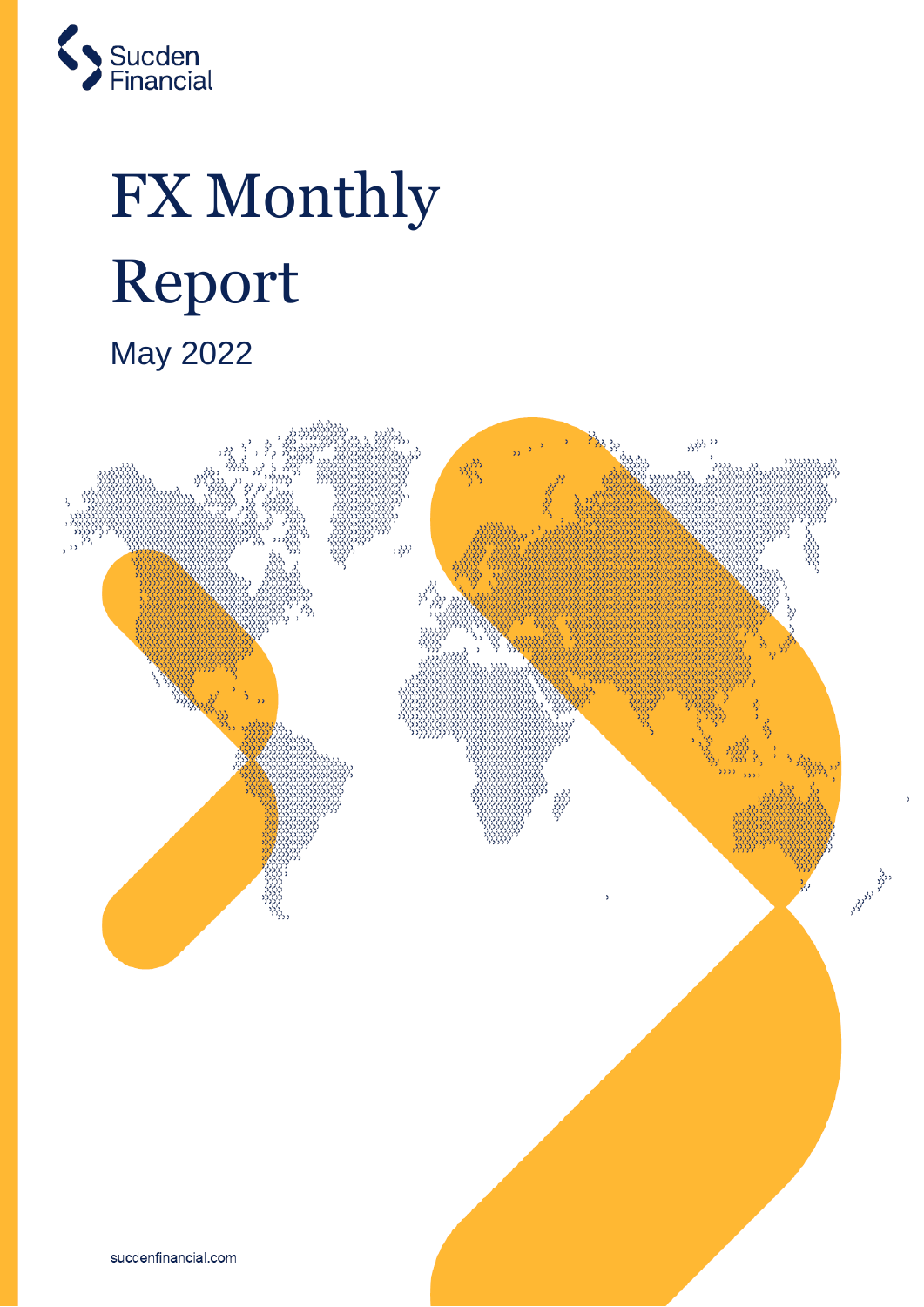Sucden Financial

# FX Monthly Report

May 2022

sucdenfinancial.com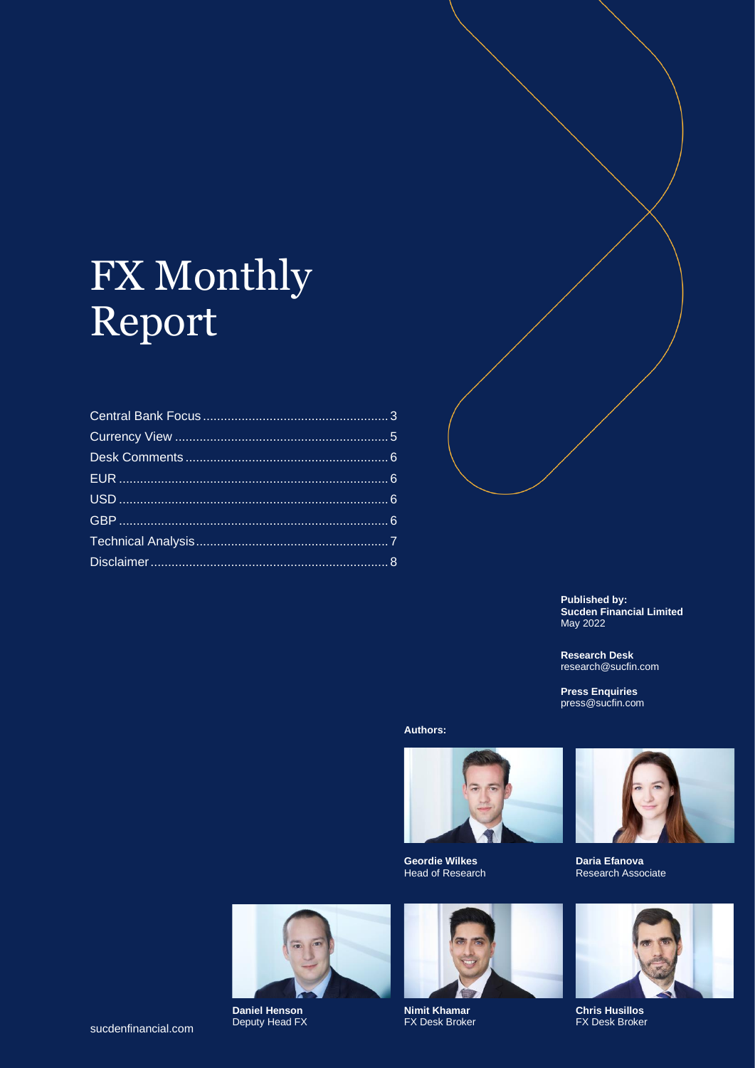# FX Monthly Report

| | |
|---|---|
| Central Bank Focus | 3 |
| Currency View | 5 |
| Desk Comments | 6 |
| EUR | 6 |
| USD | 6 |
| GBP | 6 |
| Technical Analysis | 7 |
| Disclaimer | 8 |

**Published by:**
**Sucden Financial Limited**
May 2022

**Research Desk**
research@sucfin.com

**Press Enquiries**
press@sucfin.com

**Authors:**

**Geordie Wilkes**
Head of Research

**Daria Efanova**
Research Associate

**Daniel Henson**
Deputy Head FX

**Nimit Khamar**
FX Desk Broker

**Chris Husillos**
FX Desk Broker

sucdenfinancial.com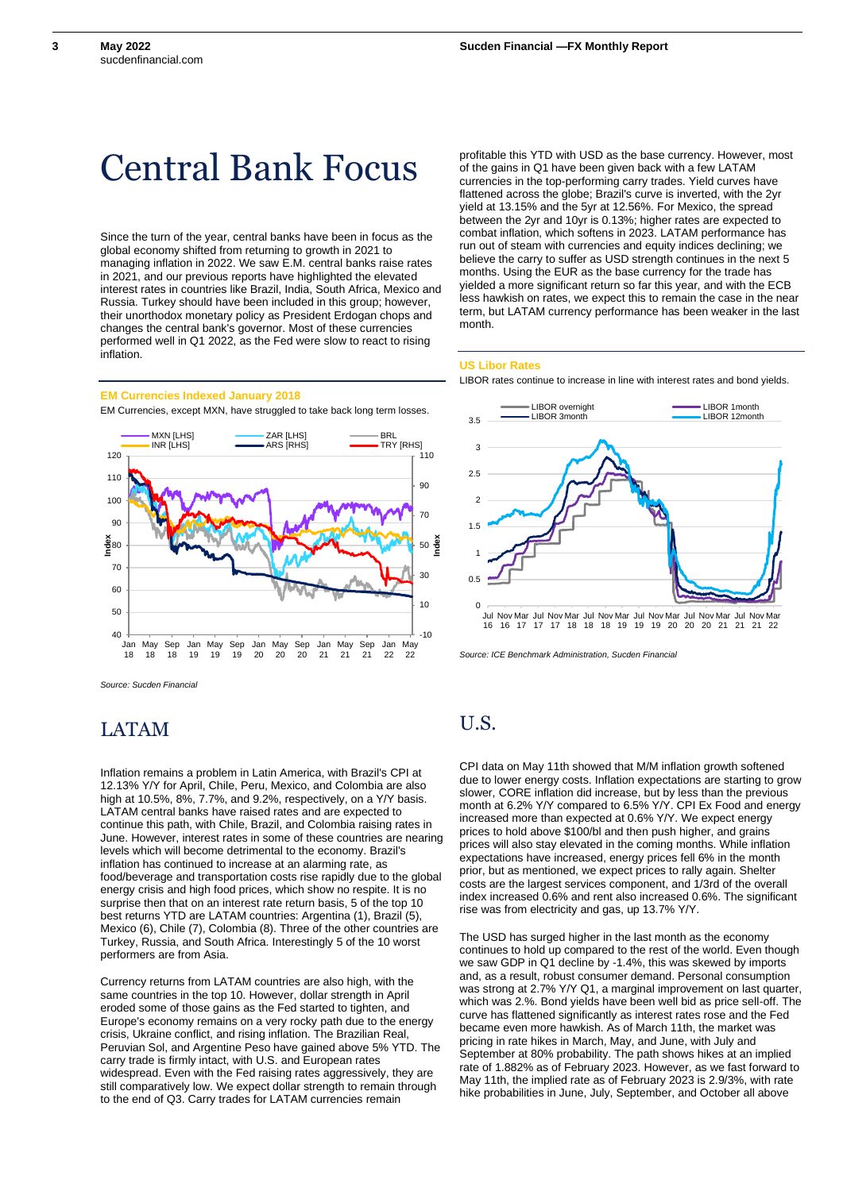# Central Bank Focus

Since the turn of the year, central banks have been in focus as the global economy shifted from returning to growth in 2021 to managing inflation in 2022. We saw E.M. central banks raise rates in 2021, and our previous reports have highlighted the elevated interest rates in countries like Brazil, India, South Africa, Mexico and Russia. Turkey should have been included in this group; however, their unorthodox monetary policy as President Erdogan chops and changes the central bank's governor. Most of these currencies performed well in Q1 2022, as the Fed were slow to react to rising inflation.

**EM Currencies Indexed January 2018**

EM Currencies, except MXN, have struggled to take back long term losses.

*Source: Sucden Financial*

## LATAM

Inflation remains a problem in Latin America, with Brazil's CPI at 12.13% Y/Y for April, Chile, Peru, Mexico, and Colombia are also high at 10.5%, 8%, 7.7%, and 9.2%, respectively, on a Y/Y basis. LATAM central banks have raised rates and are expected to continue this path, with Chile, Brazil, and Colombia raising rates in June. However, interest rates in some of these countries are nearing levels which will become detrimental to the economy. Brazil's inflation has continued to increase at an alarming rate, as food/beverage and transportation costs rise rapidly due to the global energy crisis and high food prices, which show no respite. It is no surprise then that on an interest rate return basis, 5 of the top 10 best returns YTD are LATAM countries: Argentina (1), Brazil (5), Mexico (6), Chile (7), Colombia (8). Three of the other countries are Turkey, Russia, and South Africa. Interestingly 5 of the 10 worst performers are from Asia.

Currency returns from LATAM countries are also high, with the same countries in the top 10. However, dollar strength in April eroded some of those gains as the Fed started to tighten, and Europe's economy remains on a very rocky path due to the energy crisis, Ukraine conflict, and rising inflation. The Brazilian Real, Peruvian Sol, and Argentine Peso have gained above 5% YTD. The carry trade is firmly intact, with U.S. and European rates widespread. Even with the Fed raising rates aggressively, they are still comparatively low. We expect dollar strength to remain through to the end of Q3. Carry trades for LATAM currencies remain profitable this YTD with USD as the base currency. However, most of the gains in Q1 have been given back with a few LATAM currencies in the top-performing carry trades. Yield curves have flattened across the globe; Brazil's curve is inverted, with the 2yr yield at 13.15% and the 5yr at 12.56%. For Mexico, the spread between the 2yr and 10yr is 0.13%; higher rates are expected to combat inflation, which softens in 2023. LATAM performance has run out of steam with currencies and equity indices declining; we believe the carry to suffer as USD strength continues in the next 5 months. Using the EUR as the base currency for the trade has yielded a more significant return so far this year, and with the ECB less hawkish on rates, we expect this to remain the case in the near term, but LATAM currency performance has been weaker in the last month.

**US Libor Rates**

LIBOR rates continue to increase in line with interest rates and bond yields.

*Source: ICE Benchmark Administration, Sucden Financial*

## U.S.

CPI data on May 11th showed that M/M inflation growth softened due to lower energy costs. Inflation expectations are starting to grow slower, CORE inflation did increase, but by less than the previous month at 6.2% Y/Y compared to 6.5% Y/Y. CPI Ex Food and energy increased more than expected at 0.6% Y/Y. We expect energy prices to hold above $100/bl and then push higher, and grains prices will also stay elevated in the coming months. While inflation expectations have increased, energy prices fell 6% in the month prior, but as mentioned, we expect prices to rally again. Shelter costs are the largest services component, and 1/3rd of the overall index increased 0.6% and rent also increased 0.6%. The significant rise was from electricity and gas, up 13.7% Y/Y.

The USD has surged higher in the last month as the economy continues to hold up compared to the rest of the world. Even though we saw GDP in Q1 decline by -1.4%, this was skewed by imports and, as a result, robust consumer demand. Personal consumption was strong at 2.7% Y/Y Q1, a marginal improvement on last quarter, which was 2.%. Bond yields have been well bid as price sell-off. The curve has flattened significantly as interest rates rose and the Fed became even more hawkish. As of March 11th, the market was pricing in rate hikes in March, May, and June, with July and September at 80% probability. The path shows hikes at an implied rate of 1.882% as of February 2023. However, as we fast forward to May 11th, the implied rate as of February 2023 is 2.9/3%, with rate hike probabilities in June, July, September, and October all above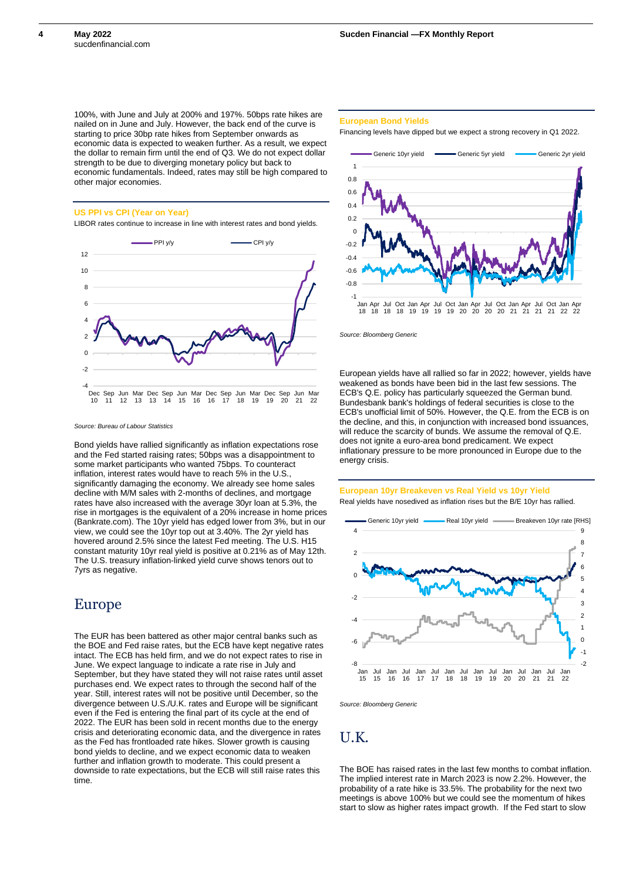100%, with June and July at 200% and 197%. 50bps rate hikes are nailed on in June and July. However, the back end of the curve is starting to price 30bp rate hikes from September onwards as economic data is expected to weaken further. As a result, we expect the dollar to remain firm until the end of Q3. We do not expect dollar strength to be due to diverging monetary policy but back to economic fundamentals. Indeed, rates may still be high compared to other major economies.

**US PPI vs CPI (Year on Year)**

LIBOR rates continue to increase in line with interest rates and bond yields.

*Source: Bureau of Labour Statistics*

Bond yields have rallied significantly as inflation expectations rose and the Fed started raising rates; 50bps was a disappointment to some market participants who wanted 75bps. To counteract inflation, interest rates would have to reach 5% in the U.S., significantly damaging the economy. We already see home sales decline with M/M sales with 2-months of declines, and mortgage rates have also increased with the average 30yr loan at 5.3%, the rise in mortgages is the equivalent of a 20% increase in home prices (Bankrate.com). The 10yr yield has edged lower from 3%, but in our view, we could see the 10yr top out at 3.40%. The 2yr yield has hovered around 2.5% since the latest Fed meeting. The U.S. H15 constant maturity 10yr real yield is positive at 0.21% as of May 12th. The U.S. treasury inflation-linked yield curve shows tenors out to 7yrs as negative.

# Europe

The EUR has been battered as other major central banks such as the BOE and Fed raise rates, but the ECB have kept negative rates intact. The ECB has held firm, and we do not expect rates to rise in June. We expect language to indicate a rate rise in July and September, but they have stated they will not raise rates until asset purchases end. We expect rates to through the second half of the year. Still, interest rates will not be positive until December, so the divergence between U.S./U.K. rates and Europe will be significant even if the Fed is entering the final part of its cycle at the end of 2022. The EUR has been sold in recent months due to the energy crisis and deteriorating economic data, and the divergence in rates as the Fed has frontloaded rate hikes. Slower growth is causing bond yields to decline, and we expect economic data to weaken further and inflation growth to moderate. This could present a downside to rate expectations, but the ECB will still raise rates this time.

**European Bond Yields**

Financing levels have dipped but we expect a strong recovery in Q1 2022.

*Source: Bloomberg Generic*

European yields have all rallied so far in 2022; however, yields have weakened as bonds have been bid in the last few sessions. The ECB's Q.E. policy has particularly squeezed the German bund. Bundesbank bank's holdings of federal securities is close to the ECB's unofficial limit of 50%. However, the Q.E. from the ECB is on the decline, and this, in conjunction with increased bond issuances, will reduce the scarcity of bunds. We assume the removal of Q.E. does not ignite a euro-area bond predicament. We expect inflationary pressure to be more pronounced in Europe due to the energy crisis.

**European 10yr Breakeven vs Real Yield vs 10yr Yield**

Real yields have nosedived as inflation rises but the B/E 10yr has rallied.

*Source: Bloomberg Generic*

# U.K.

The BOE has raised rates in the last few months to combat inflation. The implied interest rate in March 2023 is now 2.2%. However, the probability of a rate hike is 33.5%. The probability for the next two meetings is above 100% but we could see the momentum of hikes start to slow as higher rates impact growth. If the Fed start to slow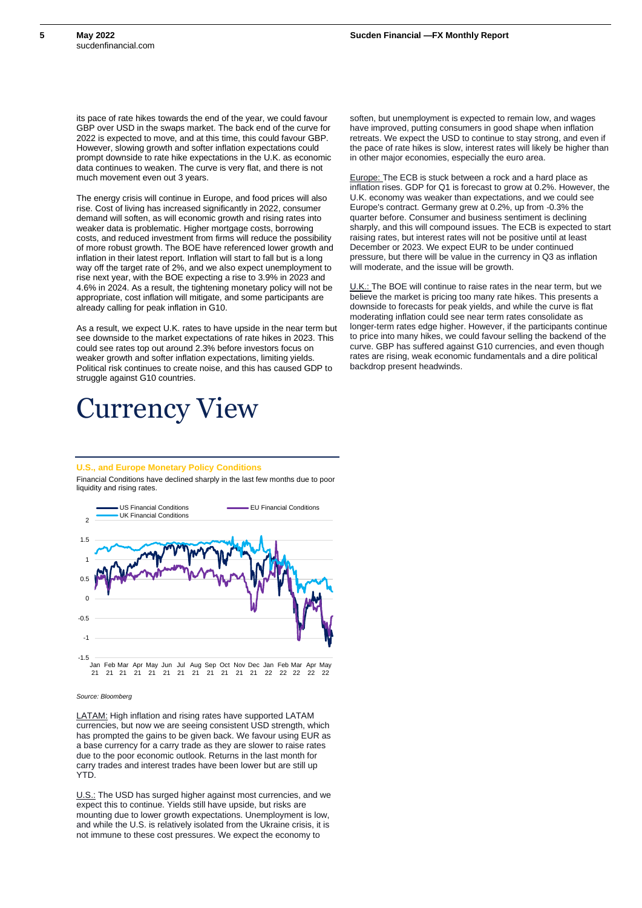its pace of rate hikes towards the end of the year, we could favour GBP over USD in the swaps market. The back end of the curve for 2022 is expected to move, and at this time, this could favour GBP. However, slowing growth and softer inflation expectations could prompt downside to rate hike expectations in the U.K. as economic data continues to weaken. The curve is very flat, and there is not much movement even out 3 years.

The energy crisis will continue in Europe, and food prices will also rise. Cost of living has increased significantly in 2022, consumer demand will soften, as will economic growth and rising rates into weaker data is problematic. Higher mortgage costs, borrowing costs, and reduced investment from firms will reduce the possibility of more robust growth. The BOE have referenced lower growth and inflation in their latest report. Inflation will start to fall but is a long way off the target rate of 2%, and we also expect unemployment to rise next year, with the BOE expecting a rise to 3.9% in 2023 and 4.6% in 2024. As a result, the tightening monetary policy will not be appropriate, cost inflation will mitigate, and some participants are already calling for peak inflation in G10.

As a result, we expect U.K. rates to have upside in the near term but see downside to the market expectations of rate hikes in 2023. This could see rates top out around 2.3% before investors focus on weaker growth and softer inflation expectations, limiting yields. Political risk continues to create noise, and this has caused GDP to struggle against G10 countries.

# Currency View

### U.S., and Europe Monetary Policy Conditions

Financial Conditions have declined sharply in the last few months due to poor liquidity and rising rates.

*Source: Bloomberg*

LATAM: High inflation and rising rates have supported LATAM currencies, but now we are seeing consistent USD strength, which has prompted the gains to be given back. We favour using EUR as a base currency for a carry trade as they are slower to raise rates due to the poor economic outlook. Returns in the last month for carry trades and interest trades have been lower but are still up YTD.

U.S.: The USD has surged higher against most currencies, and we expect this to continue. Yields still have upside, but risks are mounting due to lower growth expectations. Unemployment is low, and while the U.S. is relatively isolated from the Ukraine crisis, it is not immune to these cost pressures. We expect the economy to soften, but unemployment is expected to remain low, and wages have improved, putting consumers in good shape when inflation retreats. We expect the USD to continue to stay strong, and even if the pace of rate hikes is slow, interest rates will likely be higher than in other major economies, especially the euro area.

Europe: The ECB is stuck between a rock and a hard place as inflation rises. GDP for Q1 is forecast to grow at 0.2%. However, the U.K. economy was weaker than expectations, and we could see Europe's contract. Germany grew at 0.2%, up from -0.3% the quarter before. Consumer and business sentiment is declining sharply, and this will compound issues. The ECB is expected to start raising rates, but interest rates will not be positive until at least December or 2023. We expect EUR to be under continued pressure, but there will be value in the currency in Q3 as inflation will moderate, and the issue will be growth.

U.K.: The BOE will continue to raise rates in the near term, but we believe the market is pricing too many rate hikes. This presents a downside to forecasts for peak yields, and while the curve is flat moderating inflation could see near term rates consolidate as longer-term rates edge higher. However, if the participants continue to price into many hikes, we could favour selling the backend of the curve. GBP has suffered against G10 currencies, and even though rates are rising, weak economic fundamentals and a dire political backdrop present headwinds.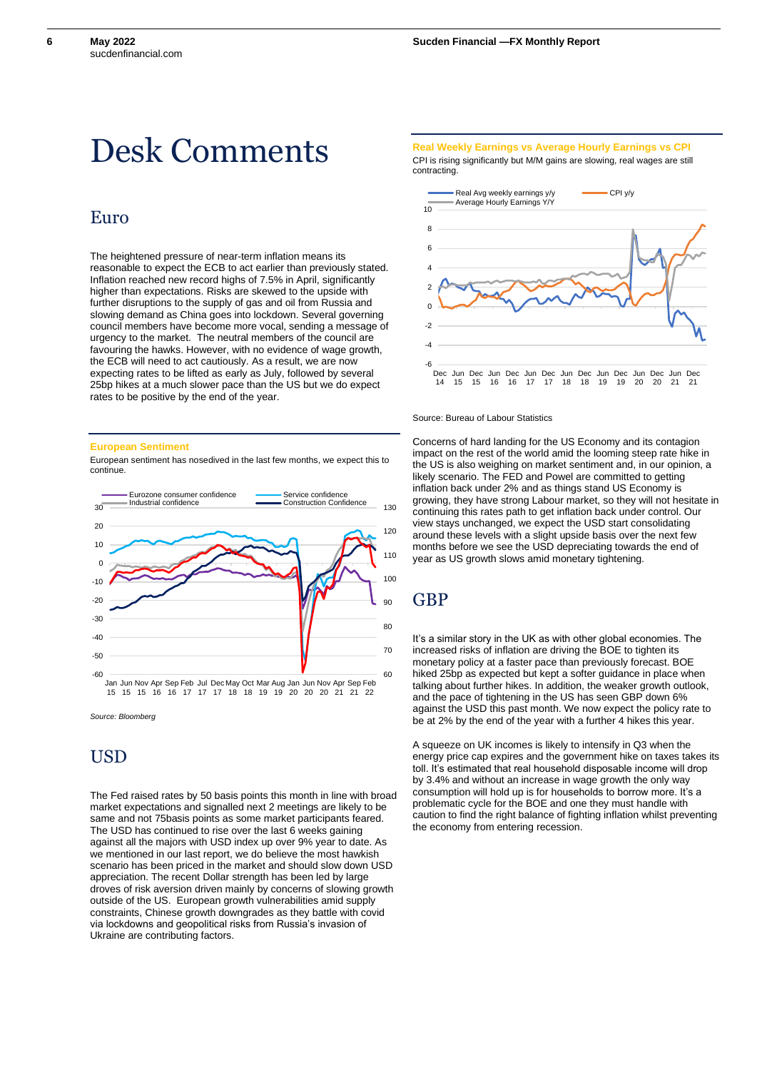# Desk Comments

## Euro

The heightened pressure of near-term inflation means its reasonable to expect the ECB to act earlier than previously stated. Inflation reached new record highs of 7.5% in April, significantly higher than expectations. Risks are skewed to the upside with further disruptions to the supply of gas and oil from Russia and slowing demand as China goes into lockdown. Several governing council members have become more vocal, sending a message of urgency to the market. The neutral members of the council are favouring the hawks. However, with no evidence of wage growth, the ECB will need to act cautiously. As a result, we are now expecting rates to be lifted as early as July, followed by several 25bp hikes at a much slower pace than the US but we do expect rates to be positive by the end of the year.

**European Sentiment**

European sentiment has nosedived in the last few months, we expect this to continue.

*Source: Bloomberg*

## USD

The Fed raised rates by 50 basis points this month in line with broad market expectations and signalled next 2 meetings are likely to be same and not 75basis points as some market participants feared. The USD has continued to rise over the last 6 weeks gaining against all the majors with USD index up over 9% year to date. As we mentioned in our last report, we do believe the most hawkish scenario has been priced in the market and should slow down USD appreciation. The recent Dollar strength has been led by large droves of risk aversion driven mainly by concerns of slowing growth outside of the US. European growth vulnerabilities amid supply constraints, Chinese growth downgrades as they battle with covid via lockdowns and geopolitical risks from Russia's invasion of Ukraine are contributing factors.

**Real Weekly Earnings vs Average Hourly Earnings vs CPI**

CPI is rising significantly but M/M gains are slowing, real wages are still contracting.

Source: Bureau of Labour Statistics

Concerns of hard landing for the US Economy and its contagion impact on the rest of the world amid the looming steep rate hike in the US is also weighing on market sentiment and, in our opinion, a likely scenario. The FED and Powel are committed to getting inflation back under 2% and as things stand US Economy is growing, they have strong Labour market, so they will not hesitate in continuing this rates path to get inflation back under control. Our view stays unchanged, we expect the USD start consolidating around these levels with a slight upside basis over the next few months before we see the USD depreciating towards the end of year as US growth slows amid monetary tightening.

## GBP

It's a similar story in the UK as with other global economies. The increased risks of inflation are driving the BOE to tighten its monetary policy at a faster pace than previously forecast. BOE hiked 25bp as expected but kept a softer guidance in place when talking about further hikes. In addition, the weaker growth outlook, and the pace of tightening in the US has seen GBP down 6% against the USD this past month. We now expect the policy rate to be at 2% by the end of the year with a further 4 hikes this year.

A squeeze on UK incomes is likely to intensify in Q3 when the energy price cap expires and the government hike on taxes takes its toll. It's estimated that real household disposable income will drop by 3.4% and without an increase in wage growth the only way consumption will hold up is for households to borrow more. It's a problematic cycle for the BOE and one they must handle with caution to find the right balance of fighting inflation whilst preventing the economy from entering recession.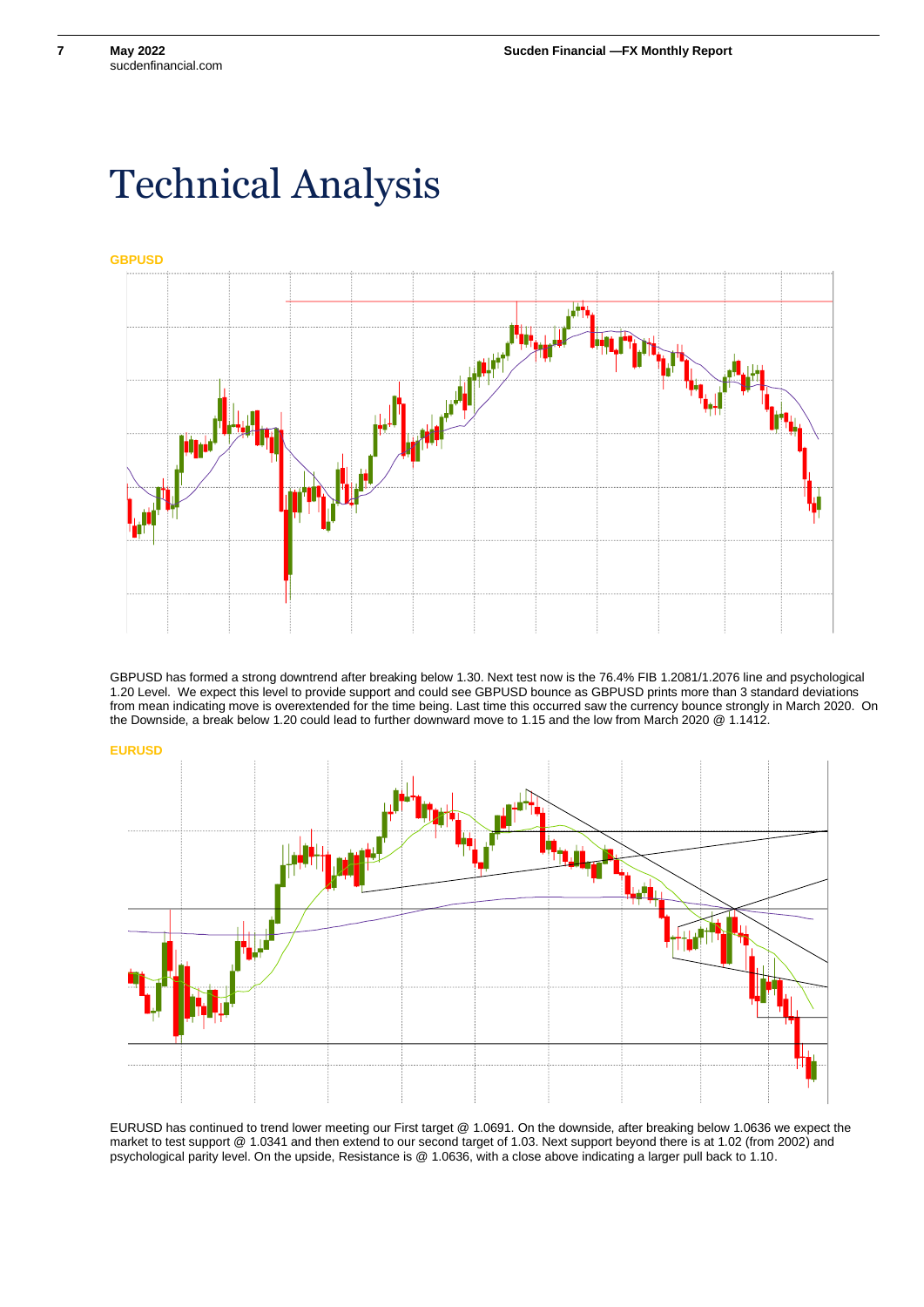# Technical Analysis

**GBPUSD**

GBPUSD has formed a strong downtrend after breaking below 1.30. Next test now is the 76.4% FIB 1.2081/1.2076 line and psychological 1.20 Level. We expect this level to provide support and could see GBPUSD bounce as GBPUSD prints more than 3 standard deviations from mean indicating move is overextended for the time being. Last time this occurred saw the currency bounce strongly in March 2020. On the Downside, a break below 1.20 could lead to further downward move to 1.15 and the low from March 2020 @ 1.1412.

**EURUSD**

EURUSD has continued to trend lower meeting our First target @ 1.0691. On the downside, after breaking below 1.0636 we expect the market to test support @ 1.0341 and then extend to our second target of 1.03. Next support beyond there is at 1.02 (from 2002) and psychological parity level. On the upside, Resistance is @ 1.0636, with a close above indicating a larger pull back to 1.10.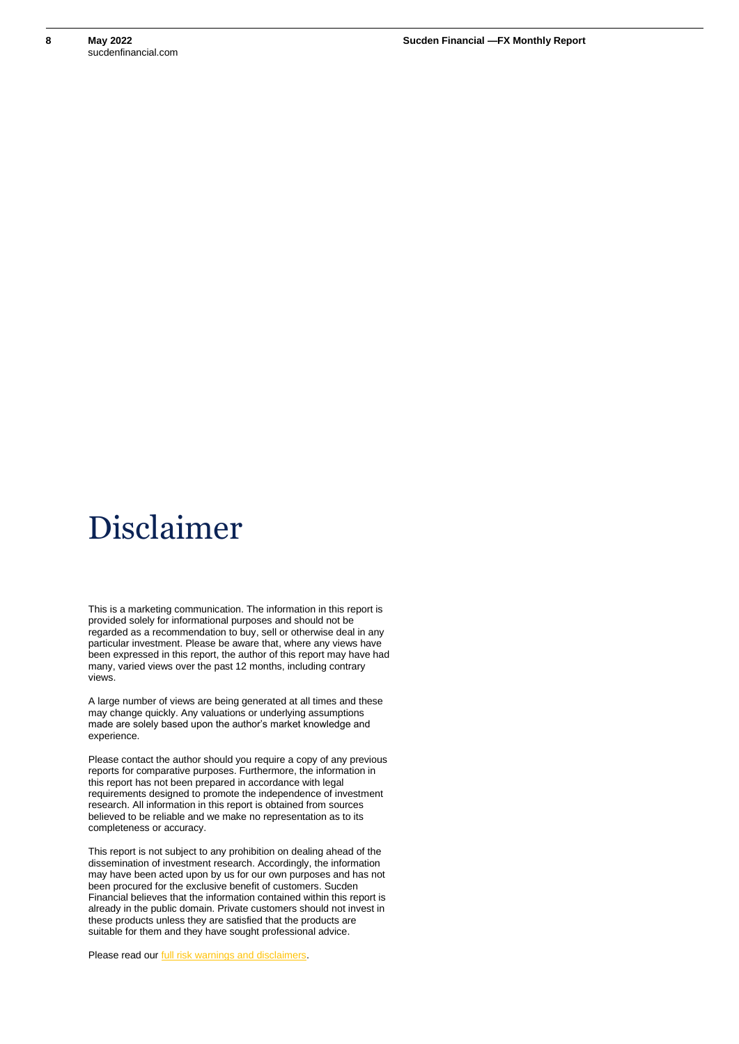# Disclaimer

This is a marketing communication. The information in this report is provided solely for informational purposes and should not be regarded as a recommendation to buy, sell or otherwise deal in any particular investment. Please be aware that, where any views have been expressed in this report, the author of this report may have had many, varied views over the past 12 months, including contrary views.

A large number of views are being generated at all times and these may change quickly. Any valuations or underlying assumptions made are solely based upon the author's market knowledge and experience.

Please contact the author should you require a copy of any previous reports for comparative purposes. Furthermore, the information in this report has not been prepared in accordance with legal requirements designed to promote the independence of investment research. All information in this report is obtained from sources believed to be reliable and we make no representation as to its completeness or accuracy.

This report is not subject to any prohibition on dealing ahead of the dissemination of investment research. Accordingly, the information may have been acted upon by us for our own purposes and has not been procured for the exclusive benefit of customers. Sucden Financial believes that the information contained within this report is already in the public domain. Private customers should not invest in these products unless they are satisfied that the products are suitable for them and they have sought professional advice.

Please read our full risk warnings and disclaimers.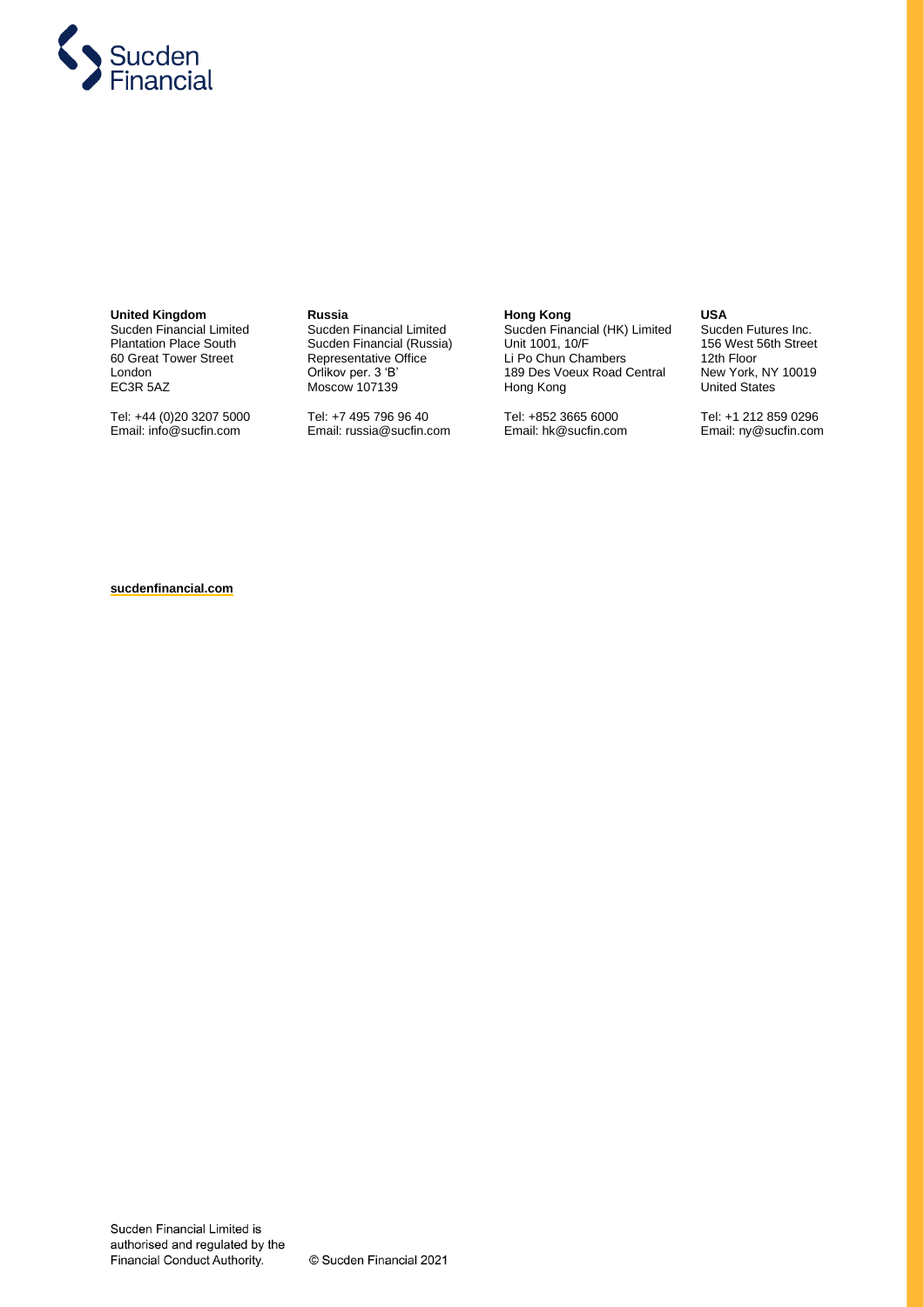Sucden Financial

**United Kingdom**
Sucden Financial Limited
Plantation Place South
60 Great Tower Street
London
EC3R 5AZ

Tel: +44 (0)20 3207 5000
Email: info@sucfin.com

**Russia**
Sucden Financial Limited
Sucden Financial (Russia)
Representative Office
Orlikov per. 3 'B'
Moscow 107139

Tel: +7 495 796 96 40
Email: russia@sucfin.com

**Hong Kong**
Sucden Financial (HK) Limited
Unit 1001, 10/F
Li Po Chun Chambers
189 Des Voeux Road Central
Hong Kong

Tel: +852 3665 6000
Email: hk@sucfin.com

**USA**
Sucden Futures Inc.
156 West 56th Street
12th Floor
New York, NY 10019
United States

Tel: +1 212 859 0296
Email: ny@sucfin.com

**sucdenfinancial.com**

Sucden Financial Limited is authorised and regulated by the Financial Conduct Authority.

© Sucden Financial 2021